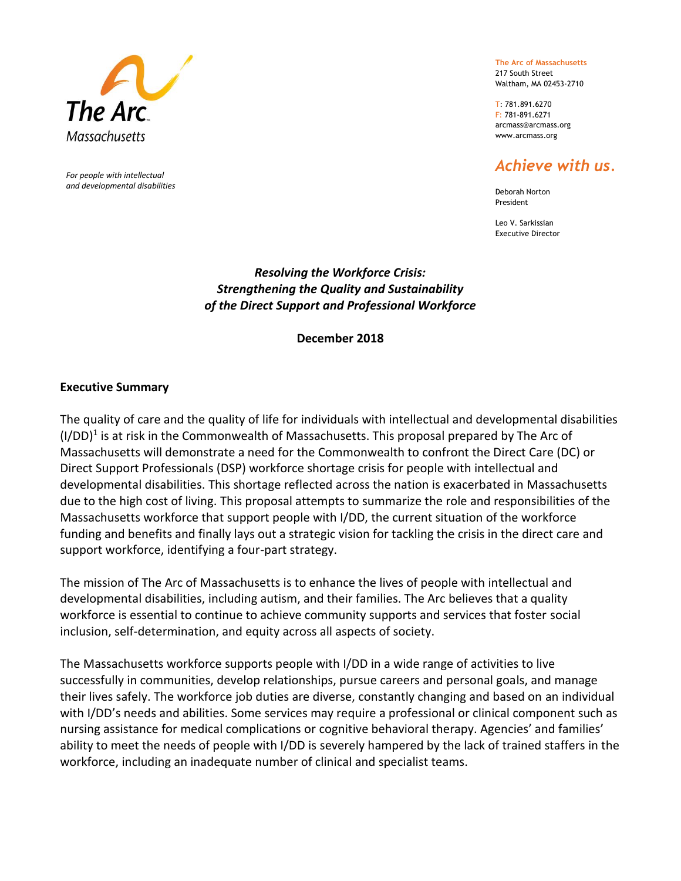The Arc Massachusetts

*For people with intellectual and developmental disabilities*

The Arc of Massachusetts
217 South Street
Waltham, MA 02453-2710

T: 781.891.6270
F: 781-891.6271
arcmass@arcmass.org
www.arcmass.org

*Achieve with us.*

Deborah Norton
President

Leo V. Sarkissian
Executive Director

# *Resolving the Workforce Crisis: Strengthening the Quality and Sustainability of the Direct Support and Professional Workforce*

**December 2018**

## Executive Summary

The quality of care and the quality of life for individuals with intellectual and developmental disabilities (I/DD)[1] is at risk in the Commonwealth of Massachusetts. This proposal prepared by The Arc of Massachusetts will demonstrate a need for the Commonwealth to confront the Direct Care (DC) or Direct Support Professionals (DSP) workforce shortage crisis for people with intellectual and developmental disabilities. This shortage reflected across the nation is exacerbated in Massachusetts due to the high cost of living. This proposal attempts to summarize the role and responsibilities of the Massachusetts workforce that support people with I/DD, the current situation of the workforce funding and benefits and finally lays out a strategic vision for tackling the crisis in the direct care and support workforce, identifying a four-part strategy.

The mission of The Arc of Massachusetts is to enhance the lives of people with intellectual and developmental disabilities, including autism, and their families. The Arc believes that a quality workforce is essential to continue to achieve community supports and services that foster social inclusion, self-determination, and equity across all aspects of society.

The Massachusetts workforce supports people with I/DD in a wide range of activities to live successfully in communities, develop relationships, pursue careers and personal goals, and manage their lives safely. The workforce job duties are diverse, constantly changing and based on an individual with I/DD's needs and abilities. Some services may require a professional or clinical component such as nursing assistance for medical complications or cognitive behavioral therapy. Agencies' and families' ability to meet the needs of people with I/DD is severely hampered by the lack of trained staffers in the workforce, including an inadequate number of clinical and specialist teams.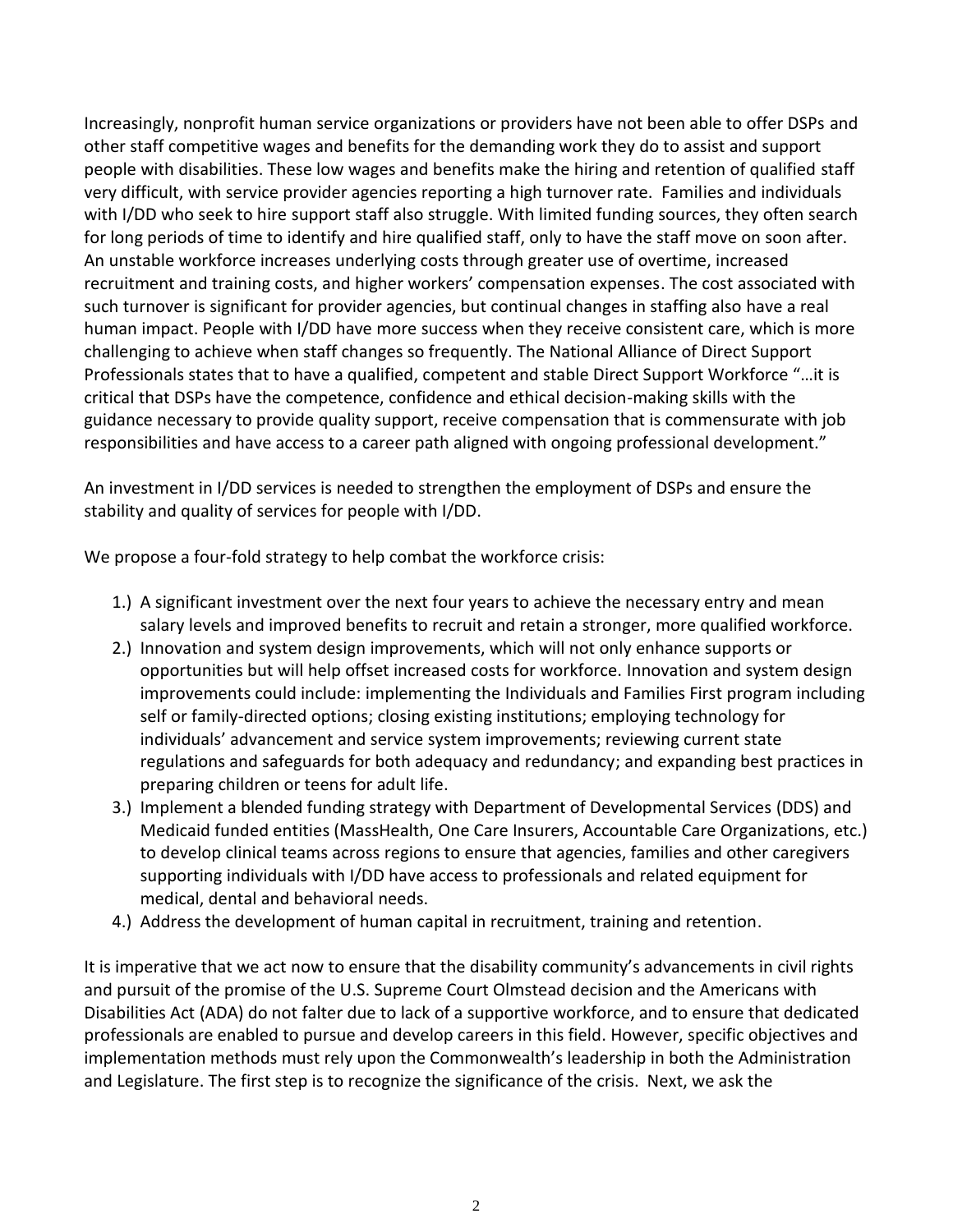Increasingly, nonprofit human service organizations or providers have not been able to offer DSPs and other staff competitive wages and benefits for the demanding work they do to assist and support people with disabilities. These low wages and benefits make the hiring and retention of qualified staff very difficult, with service provider agencies reporting a high turnover rate. Families and individuals with I/DD who seek to hire support staff also struggle. With limited funding sources, they often search for long periods of time to identify and hire qualified staff, only to have the staff move on soon after. An unstable workforce increases underlying costs through greater use of overtime, increased recruitment and training costs, and higher workers' compensation expenses. The cost associated with such turnover is significant for provider agencies, but continual changes in staffing also have a real human impact. People with I/DD have more success when they receive consistent care, which is more challenging to achieve when staff changes so frequently. The National Alliance of Direct Support Professionals states that to have a qualified, competent and stable Direct Support Workforce "…it is critical that DSPs have the competence, confidence and ethical decision-making skills with the guidance necessary to provide quality support, receive compensation that is commensurate with job responsibilities and have access to a career path aligned with ongoing professional development."

An investment in I/DD services is needed to strengthen the employment of DSPs and ensure the stability and quality of services for people with I/DD.

We propose a four-fold strategy to help combat the workforce crisis:

1.) A significant investment over the next four years to achieve the necessary entry and mean salary levels and improved benefits to recruit and retain a stronger, more qualified workforce.
2.) Innovation and system design improvements, which will not only enhance supports or opportunities but will help offset increased costs for workforce. Innovation and system design improvements could include: implementing the Individuals and Families First program including self or family-directed options; closing existing institutions; employing technology for individuals' advancement and service system improvements; reviewing current state regulations and safeguards for both adequacy and redundancy; and expanding best practices in preparing children or teens for adult life.
3.) Implement a blended funding strategy with Department of Developmental Services (DDS) and Medicaid funded entities (MassHealth, One Care Insurers, Accountable Care Organizations, etc.) to develop clinical teams across regions to ensure that agencies, families and other caregivers supporting individuals with I/DD have access to professionals and related equipment for medical, dental and behavioral needs.
4.) Address the development of human capital in recruitment, training and retention.

It is imperative that we act now to ensure that the disability community's advancements in civil rights and pursuit of the promise of the U.S. Supreme Court Olmstead decision and the Americans with Disabilities Act (ADA) do not falter due to lack of a supportive workforce, and to ensure that dedicated professionals are enabled to pursue and develop careers in this field. However, specific objectives and implementation methods must rely upon the Commonwealth's leadership in both the Administration and Legislature. The first step is to recognize the significance of the crisis. Next, we ask the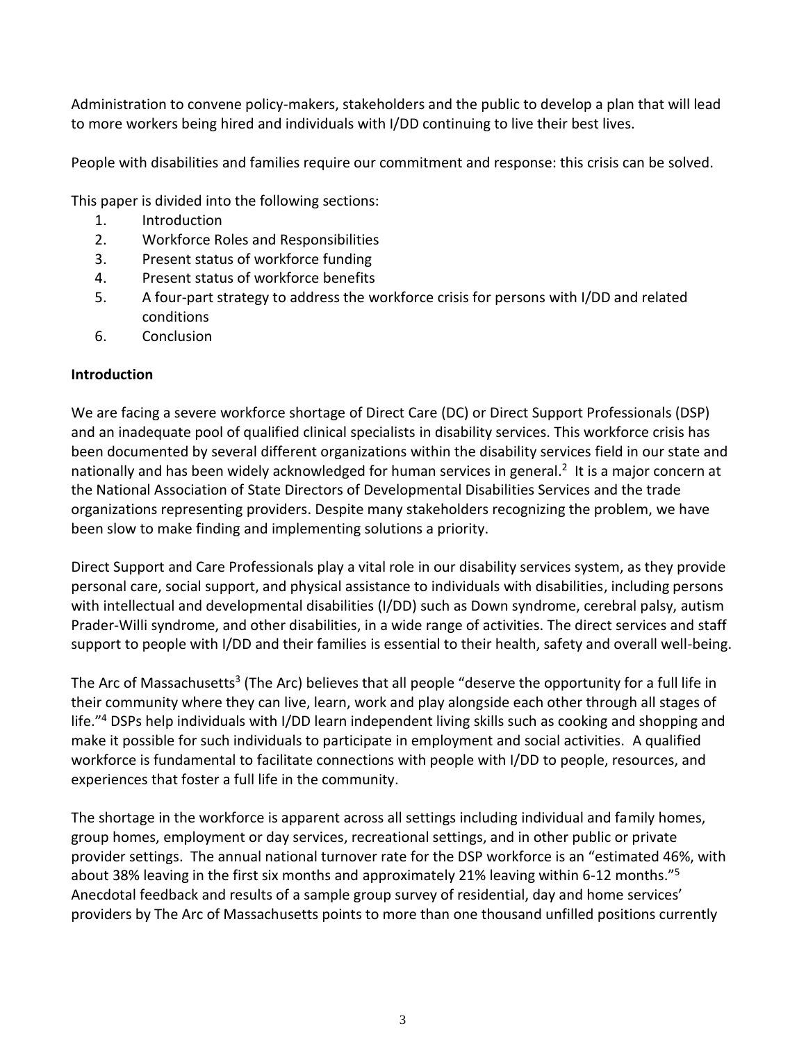Administration to convene policy-makers, stakeholders and the public to develop a plan that will lead to more workers being hired and individuals with I/DD continuing to live their best lives.

People with disabilities and families require our commitment and response: this crisis can be solved.

This paper is divided into the following sections:

1. Introduction
2. Workforce Roles and Responsibilities
3. Present status of workforce funding
4. Present status of workforce benefits
5. A four-part strategy to address the workforce crisis for persons with I/DD and related conditions
6. Conclusion

**Introduction**

We are facing a severe workforce shortage of Direct Care (DC) or Direct Support Professionals (DSP) and an inadequate pool of qualified clinical specialists in disability services. This workforce crisis has been documented by several different organizations within the disability services field in our state and nationally and has been widely acknowledged for human services in general.[2] It is a major concern at the National Association of State Directors of Developmental Disabilities Services and the trade organizations representing providers. Despite many stakeholders recognizing the problem, we have been slow to make finding and implementing solutions a priority.

Direct Support and Care Professionals play a vital role in our disability services system, as they provide personal care, social support, and physical assistance to individuals with disabilities, including persons with intellectual and developmental disabilities (I/DD) such as Down syndrome, cerebral palsy, autism Prader-Willi syndrome, and other disabilities, in a wide range of activities. The direct services and staff support to people with I/DD and their families is essential to their health, safety and overall well-being.

The Arc of Massachusetts[3] (The Arc) believes that all people "deserve the opportunity for a full life in their community where they can live, learn, work and play alongside each other through all stages of life."[4] DSPs help individuals with I/DD learn independent living skills such as cooking and shopping and make it possible for such individuals to participate in employment and social activities. A qualified workforce is fundamental to facilitate connections with people with I/DD to people, resources, and experiences that foster a full life in the community.

The shortage in the workforce is apparent across all settings including individual and family homes, group homes, employment or day services, recreational settings, and in other public or private provider settings. The annual national turnover rate for the DSP workforce is an "estimated 46%, with about 38% leaving in the first six months and approximately 21% leaving within 6-12 months."[5] Anecdotal feedback and results of a sample group survey of residential, day and home services' providers by The Arc of Massachusetts points to more than one thousand unfilled positions currently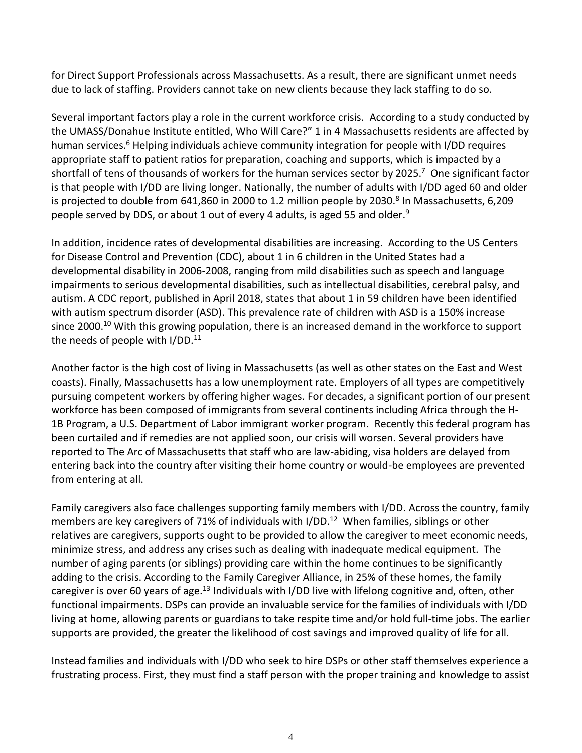for Direct Support Professionals across Massachusetts. As a result, there are significant unmet needs due to lack of staffing. Providers cannot take on new clients because they lack staffing to do so.

Several important factors play a role in the current workforce crisis. According to a study conducted by the UMASS/Donahue Institute entitled, Who Will Care?" 1 in 4 Massachusetts residents are affected by human services.[6] Helping individuals achieve community integration for people with I/DD requires appropriate staff to patient ratios for preparation, coaching and supports, which is impacted by a shortfall of tens of thousands of workers for the human services sector by 2025.[7] One significant factor is that people with I/DD are living longer. Nationally, the number of adults with I/DD aged 60 and older is projected to double from 641,860 in 2000 to 1.2 million people by 2030.[8] In Massachusetts, 6,209 people served by DDS, or about 1 out of every 4 adults, is aged 55 and older.[9]

In addition, incidence rates of developmental disabilities are increasing. According to the US Centers for Disease Control and Prevention (CDC), about 1 in 6 children in the United States had a developmental disability in 2006-2008, ranging from mild disabilities such as speech and language impairments to serious developmental disabilities, such as intellectual disabilities, cerebral palsy, and autism. A CDC report, published in April 2018, states that about 1 in 59 children have been identified with autism spectrum disorder (ASD). This prevalence rate of children with ASD is a 150% increase since 2000.[10] With this growing population, there is an increased demand in the workforce to support the needs of people with I/DD.[11]

Another factor is the high cost of living in Massachusetts (as well as other states on the East and West coasts). Finally, Massachusetts has a low unemployment rate. Employers of all types are competitively pursuing competent workers by offering higher wages. For decades, a significant portion of our present workforce has been composed of immigrants from several continents including Africa through the H-1B Program, a U.S. Department of Labor immigrant worker program. Recently this federal program has been curtailed and if remedies are not applied soon, our crisis will worsen. Several providers have reported to The Arc of Massachusetts that staff who are law-abiding, visa holders are delayed from entering back into the country after visiting their home country or would-be employees are prevented from entering at all.

Family caregivers also face challenges supporting family members with I/DD. Across the country, family members are key caregivers of 71% of individuals with I/DD.[12] When families, siblings or other relatives are caregivers, supports ought to be provided to allow the caregiver to meet economic needs, minimize stress, and address any crises such as dealing with inadequate medical equipment. The number of aging parents (or siblings) providing care within the home continues to be significantly adding to the crisis. According to the Family Caregiver Alliance, in 25% of these homes, the family caregiver is over 60 years of age.[13] Individuals with I/DD live with lifelong cognitive and, often, other functional impairments. DSPs can provide an invaluable service for the families of individuals with I/DD living at home, allowing parents or guardians to take respite time and/or hold full-time jobs. The earlier supports are provided, the greater the likelihood of cost savings and improved quality of life for all.

Instead families and individuals with I/DD who seek to hire DSPs or other staff themselves experience a frustrating process. First, they must find a staff person with the proper training and knowledge to assist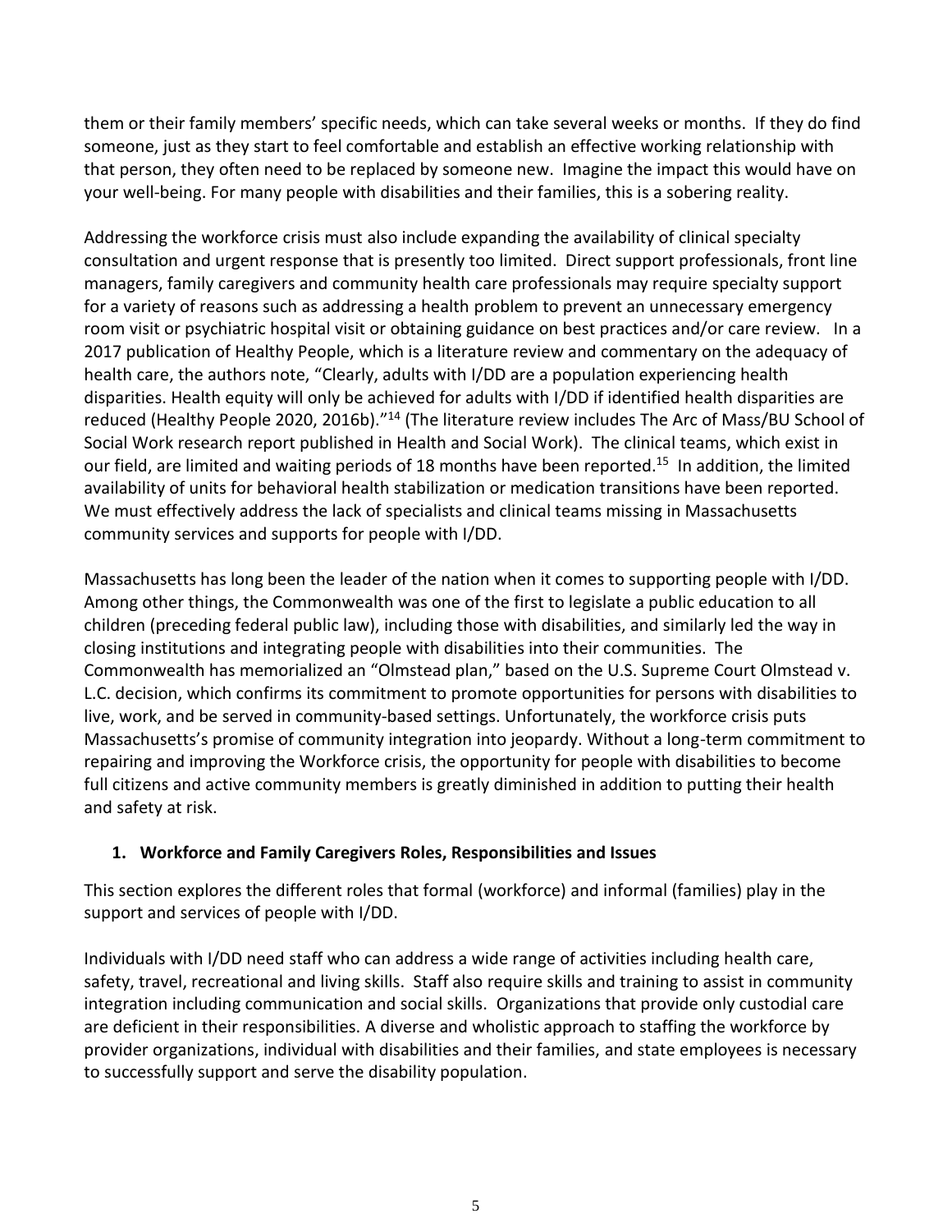them or their family members' specific needs, which can take several weeks or months. If they do find someone, just as they start to feel comfortable and establish an effective working relationship with that person, they often need to be replaced by someone new. Imagine the impact this would have on your well-being. For many people with disabilities and their families, this is a sobering reality.

Addressing the workforce crisis must also include expanding the availability of clinical specialty consultation and urgent response that is presently too limited. Direct support professionals, front line managers, family caregivers and community health care professionals may require specialty support for a variety of reasons such as addressing a health problem to prevent an unnecessary emergency room visit or psychiatric hospital visit or obtaining guidance on best practices and/or care review. In a 2017 publication of Healthy People, which is a literature review and commentary on the adequacy of health care, the authors note, "Clearly, adults with I/DD are a population experiencing health disparities. Health equity will only be achieved for adults with I/DD if identified health disparities are reduced (Healthy People 2020, 2016b)."[14] (The literature review includes The Arc of Mass/BU School of Social Work research report published in Health and Social Work). The clinical teams, which exist in our field, are limited and waiting periods of 18 months have been reported.[15] In addition, the limited availability of units for behavioral health stabilization or medication transitions have been reported. We must effectively address the lack of specialists and clinical teams missing in Massachusetts community services and supports for people with I/DD.

Massachusetts has long been the leader of the nation when it comes to supporting people with I/DD. Among other things, the Commonwealth was one of the first to legislate a public education to all children (preceding federal public law), including those with disabilities, and similarly led the way in closing institutions and integrating people with disabilities into their communities. The Commonwealth has memorialized an "Olmstead plan," based on the U.S. Supreme Court Olmstead v. L.C. decision, which confirms its commitment to promote opportunities for persons with disabilities to live, work, and be served in community-based settings. Unfortunately, the workforce crisis puts Massachusetts's promise of community integration into jeopardy. Without a long-term commitment to repairing and improving the Workforce crisis, the opportunity for people with disabilities to become full citizens and active community members is greatly diminished in addition to putting their health and safety at risk.

## 1. Workforce and Family Caregivers Roles, Responsibilities and Issues

This section explores the different roles that formal (workforce) and informal (families) play in the support and services of people with I/DD.

Individuals with I/DD need staff who can address a wide range of activities including health care, safety, travel, recreational and living skills. Staff also require skills and training to assist in community integration including communication and social skills. Organizations that provide only custodial care are deficient in their responsibilities. A diverse and wholistic approach to staffing the workforce by provider organizations, individual with disabilities and their families, and state employees is necessary to successfully support and serve the disability population.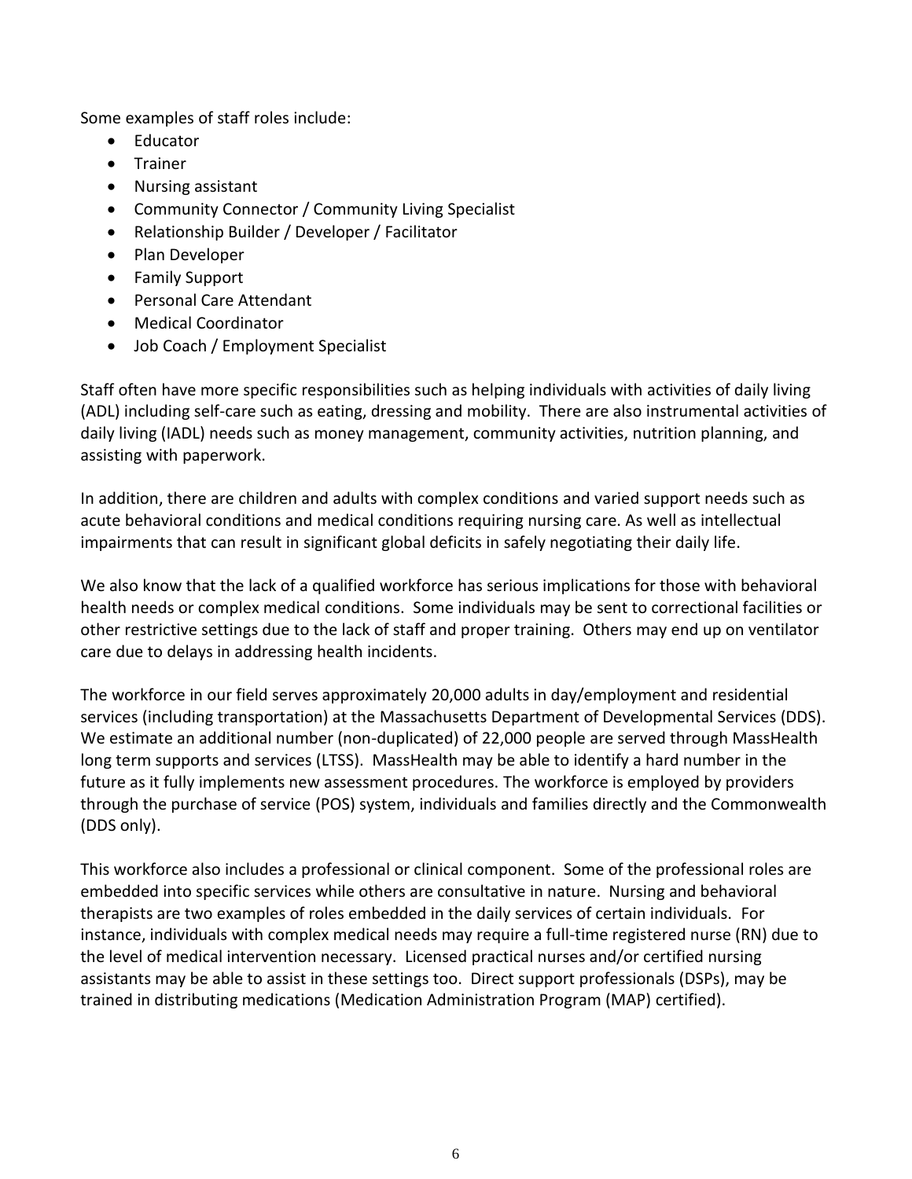Some examples of staff roles include:

- Educator
- Trainer
- Nursing assistant
- Community Connector / Community Living Specialist
- Relationship Builder / Developer / Facilitator
- Plan Developer
- Family Support
- Personal Care Attendant
- Medical Coordinator
- Job Coach / Employment Specialist

Staff often have more specific responsibilities such as helping individuals with activities of daily living (ADL) including self-care such as eating, dressing and mobility. There are also instrumental activities of daily living (IADL) needs such as money management, community activities, nutrition planning, and assisting with paperwork.

In addition, there are children and adults with complex conditions and varied support needs such as acute behavioral conditions and medical conditions requiring nursing care. As well as intellectual impairments that can result in significant global deficits in safely negotiating their daily life.

We also know that the lack of a qualified workforce has serious implications for those with behavioral health needs or complex medical conditions. Some individuals may be sent to correctional facilities or other restrictive settings due to the lack of staff and proper training. Others may end up on ventilator care due to delays in addressing health incidents.

The workforce in our field serves approximately 20,000 adults in day/employment and residential services (including transportation) at the Massachusetts Department of Developmental Services (DDS). We estimate an additional number (non-duplicated) of 22,000 people are served through MassHealth long term supports and services (LTSS). MassHealth may be able to identify a hard number in the future as it fully implements new assessment procedures. The workforce is employed by providers through the purchase of service (POS) system, individuals and families directly and the Commonwealth (DDS only).

This workforce also includes a professional or clinical component. Some of the professional roles are embedded into specific services while others are consultative in nature. Nursing and behavioral therapists are two examples of roles embedded in the daily services of certain individuals. For instance, individuals with complex medical needs may require a full-time registered nurse (RN) due to the level of medical intervention necessary. Licensed practical nurses and/or certified nursing assistants may be able to assist in these settings too. Direct support professionals (DSPs), may be trained in distributing medications (Medication Administration Program (MAP) certified).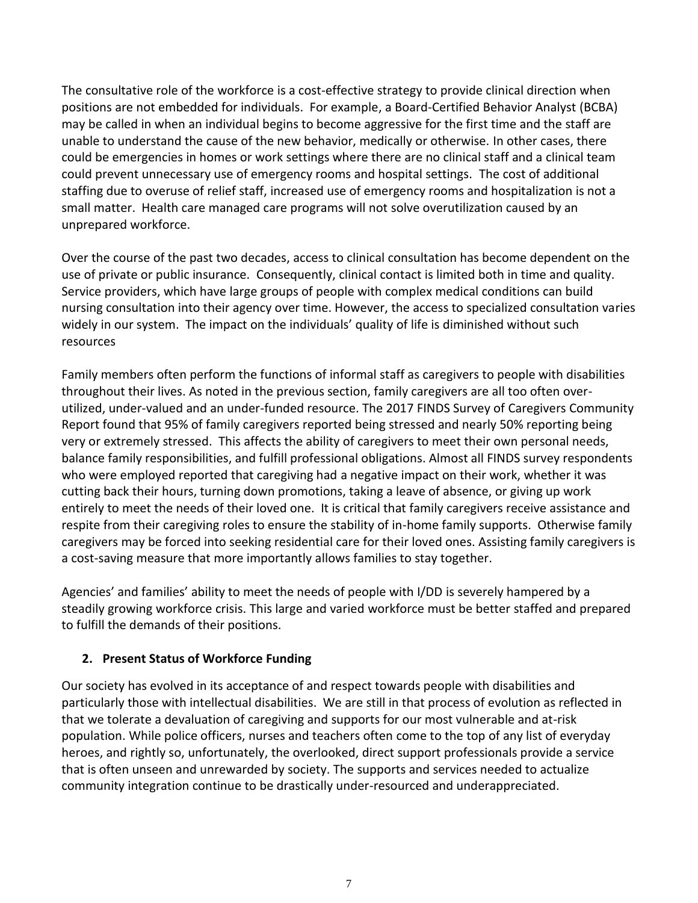The consultative role of the workforce is a cost-effective strategy to provide clinical direction when positions are not embedded for individuals. For example, a Board-Certified Behavior Analyst (BCBA) may be called in when an individual begins to become aggressive for the first time and the staff are unable to understand the cause of the new behavior, medically or otherwise. In other cases, there could be emergencies in homes or work settings where there are no clinical staff and a clinical team could prevent unnecessary use of emergency rooms and hospital settings. The cost of additional staffing due to overuse of relief staff, increased use of emergency rooms and hospitalization is not a small matter. Health care managed care programs will not solve overutilization caused by an unprepared workforce.

Over the course of the past two decades, access to clinical consultation has become dependent on the use of private or public insurance. Consequently, clinical contact is limited both in time and quality. Service providers, which have large groups of people with complex medical conditions can build nursing consultation into their agency over time. However, the access to specialized consultation varies widely in our system. The impact on the individuals' quality of life is diminished without such resources

Family members often perform the functions of informal staff as caregivers to people with disabilities throughout their lives. As noted in the previous section, family caregivers are all too often over-utilized, under-valued and an under-funded resource. The 2017 FINDS Survey of Caregivers Community Report found that 95% of family caregivers reported being stressed and nearly 50% reporting being very or extremely stressed. This affects the ability of caregivers to meet their own personal needs, balance family responsibilities, and fulfill professional obligations. Almost all FINDS survey respondents who were employed reported that caregiving had a negative impact on their work, whether it was cutting back their hours, turning down promotions, taking a leave of absence, or giving up work entirely to meet the needs of their loved one. It is critical that family caregivers receive assistance and respite from their caregiving roles to ensure the stability of in-home family supports. Otherwise family caregivers may be forced into seeking residential care for their loved ones. Assisting family caregivers is a cost-saving measure that more importantly allows families to stay together.

Agencies' and families' ability to meet the needs of people with I/DD is severely hampered by a steadily growing workforce crisis. This large and varied workforce must be better staffed and prepared to fulfill the demands of their positions.

## 2. Present Status of Workforce Funding

Our society has evolved in its acceptance of and respect towards people with disabilities and particularly those with intellectual disabilities. We are still in that process of evolution as reflected in that we tolerate a devaluation of caregiving and supports for our most vulnerable and at-risk population. While police officers, nurses and teachers often come to the top of any list of everyday heroes, and rightly so, unfortunately, the overlooked, direct support professionals provide a service that is often unseen and unrewarded by society. The supports and services needed to actualize community integration continue to be drastically under-resourced and underappreciated.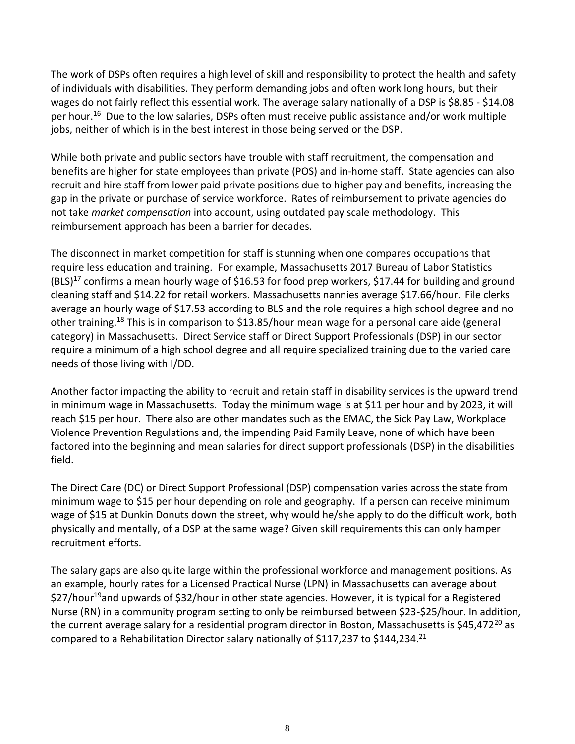The work of DSPs often requires a high level of skill and responsibility to protect the health and safety of individuals with disabilities. They perform demanding jobs and often work long hours, but their wages do not fairly reflect this essential work. The average salary nationally of a DSP is $8.85 - $14.08 per hour.[16] Due to the low salaries, DSPs often must receive public assistance and/or work multiple jobs, neither of which is in the best interest in those being served or the DSP.

While both private and public sectors have trouble with staff recruitment, the compensation and benefits are higher for state employees than private (POS) and in-home staff. State agencies can also recruit and hire staff from lower paid private positions due to higher pay and benefits, increasing the gap in the private or purchase of service workforce. Rates of reimbursement to private agencies do not take *market compensation* into account, using outdated pay scale methodology. This reimbursement approach has been a barrier for decades.

The disconnect in market competition for staff is stunning when one compares occupations that require less education and training. For example, Massachusetts 2017 Bureau of Labor Statistics (BLS)[17] confirms a mean hourly wage of $16.53 for food prep workers, $17.44 for building and ground cleaning staff and $14.22 for retail workers. Massachusetts nannies average $17.66/hour. File clerks average an hourly wage of $17.53 according to BLS and the role requires a high school degree and no other training.[18] This is in comparison to $13.85/hour mean wage for a personal care aide (general category) in Massachusetts. Direct Service staff or Direct Support Professionals (DSP) in our sector require a minimum of a high school degree and all require specialized training due to the varied care needs of those living with I/DD.

Another factor impacting the ability to recruit and retain staff in disability services is the upward trend in minimum wage in Massachusetts. Today the minimum wage is at $11 per hour and by 2023, it will reach $15 per hour. There also are other mandates such as the EMAC, the Sick Pay Law, Workplace Violence Prevention Regulations and, the impending Paid Family Leave, none of which have been factored into the beginning and mean salaries for direct support professionals (DSP) in the disabilities field.

The Direct Care (DC) or Direct Support Professional (DSP) compensation varies across the state from minimum wage to $15 per hour depending on role and geography. If a person can receive minimum wage of $15 at Dunkin Donuts down the street, why would he/she apply to do the difficult work, both physically and mentally, of a DSP at the same wage? Given skill requirements this can only hamper recruitment efforts.

The salary gaps are also quite large within the professional workforce and management positions. As an example, hourly rates for a Licensed Practical Nurse (LPN) in Massachusetts can average about $27/hour[19]and upwards of $32/hour in other state agencies. However, it is typical for a Registered Nurse (RN) in a community program setting to only be reimbursed between $23-$25/hour. In addition, the current average salary for a residential program director in Boston, Massachusetts is $45,472[20] as compared to a Rehabilitation Director salary nationally of $117,237 to $144,234.[21]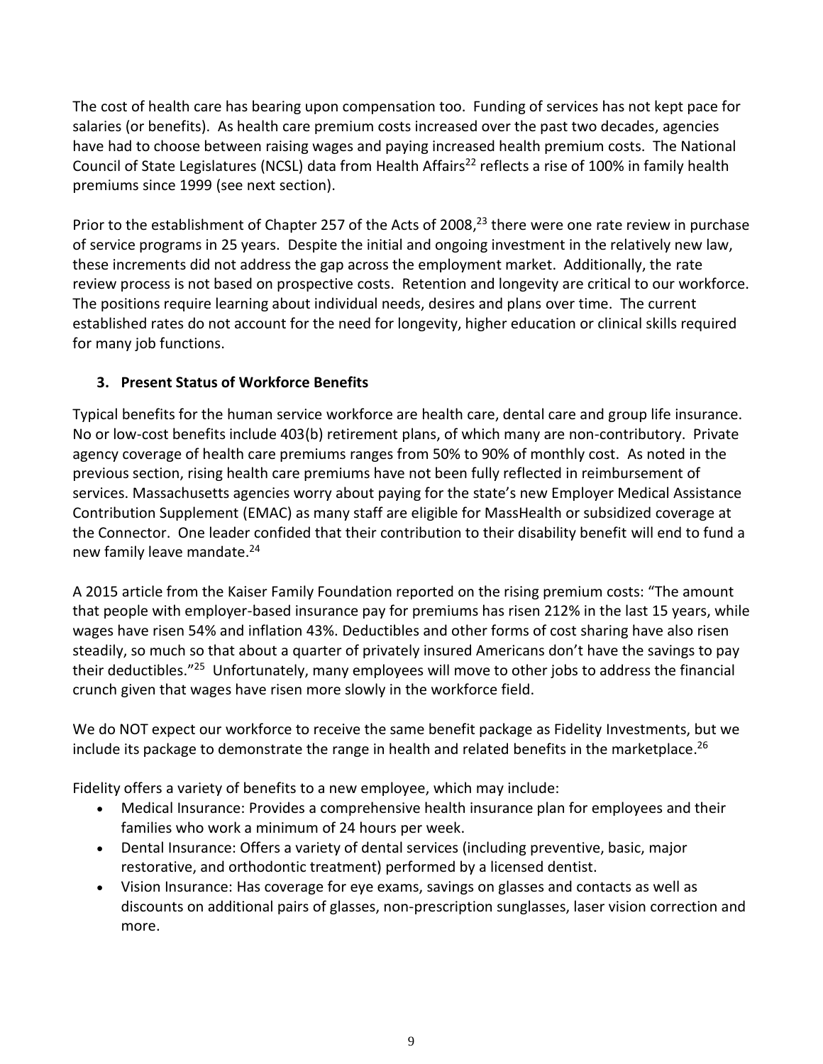The cost of health care has bearing upon compensation too. Funding of services has not kept pace for salaries (or benefits). As health care premium costs increased over the past two decades, agencies have had to choose between raising wages and paying increased health premium costs. The National Council of State Legislatures (NCSL) data from Health Affairs[22] reflects a rise of 100% in family health premiums since 1999 (see next section).

Prior to the establishment of Chapter 257 of the Acts of 2008,[23] there were one rate review in purchase of service programs in 25 years. Despite the initial and ongoing investment in the relatively new law, these increments did not address the gap across the employment market. Additionally, the rate review process is not based on prospective costs. Retention and longevity are critical to our workforce. The positions require learning about individual needs, desires and plans over time. The current established rates do not account for the need for longevity, higher education or clinical skills required for many job functions.

### 3. Present Status of Workforce Benefits

Typical benefits for the human service workforce are health care, dental care and group life insurance. No or low-cost benefits include 403(b) retirement plans, of which many are non-contributory. Private agency coverage of health care premiums ranges from 50% to 90% of monthly cost. As noted in the previous section, rising health care premiums have not been fully reflected in reimbursement of services. Massachusetts agencies worry about paying for the state's new Employer Medical Assistance Contribution Supplement (EMAC) as many staff are eligible for MassHealth or subsidized coverage at the Connector. One leader confided that their contribution to their disability benefit will end to fund a new family leave mandate.[24]

A 2015 article from the Kaiser Family Foundation reported on the rising premium costs: "The amount that people with employer-based insurance pay for premiums has risen 212% in the last 15 years, while wages have risen 54% and inflation 43%. Deductibles and other forms of cost sharing have also risen steadily, so much so that about a quarter of privately insured Americans don't have the savings to pay their deductibles."[25] Unfortunately, many employees will move to other jobs to address the financial crunch given that wages have risen more slowly in the workforce field.

We do NOT expect our workforce to receive the same benefit package as Fidelity Investments, but we include its package to demonstrate the range in health and related benefits in the marketplace.[26]

Fidelity offers a variety of benefits to a new employee, which may include:

- Medical Insurance: Provides a comprehensive health insurance plan for employees and their families who work a minimum of 24 hours per week.
- Dental Insurance: Offers a variety of dental services (including preventive, basic, major restorative, and orthodontic treatment) performed by a licensed dentist.
- Vision Insurance: Has coverage for eye exams, savings on glasses and contacts as well as discounts on additional pairs of glasses, non-prescription sunglasses, laser vision correction and more.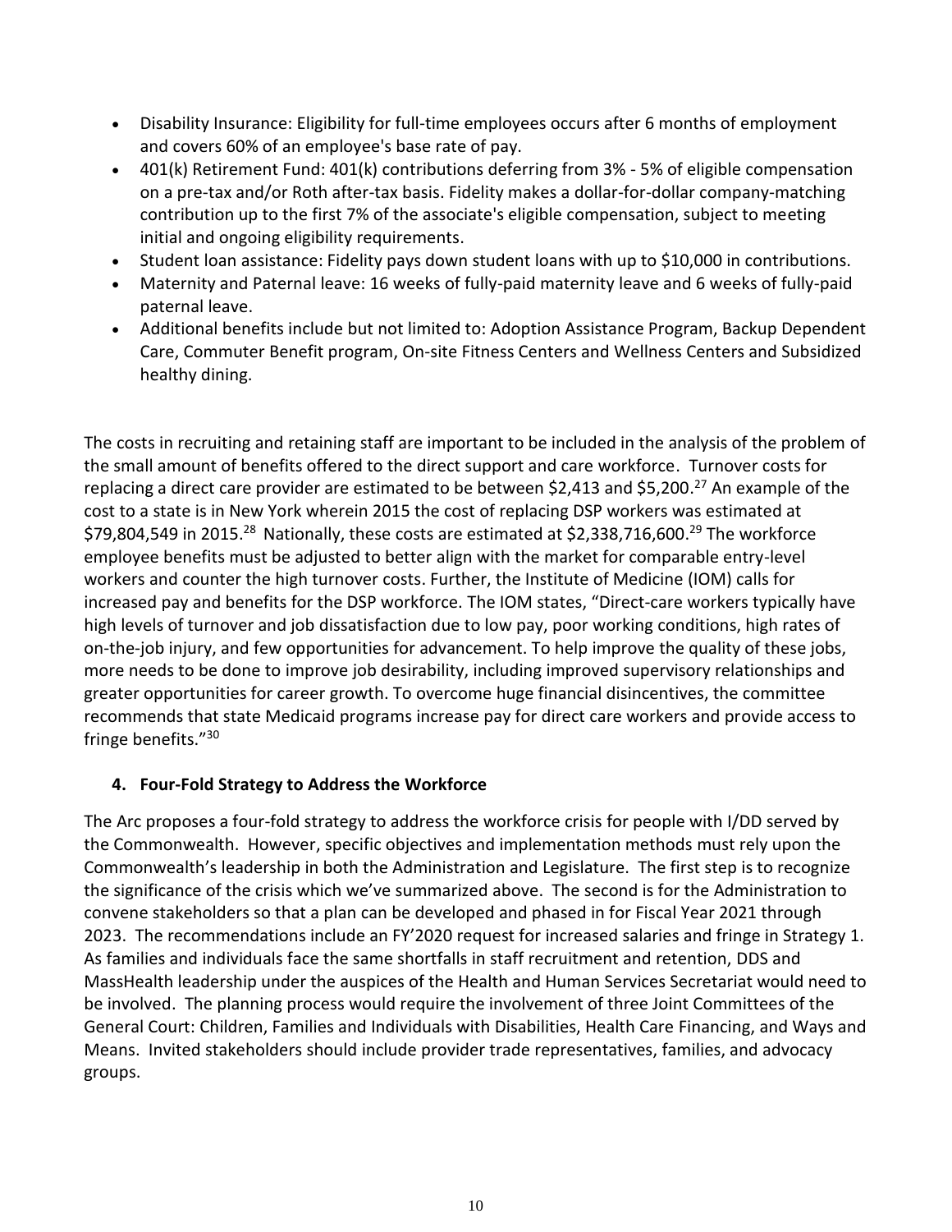- Disability Insurance: Eligibility for full-time employees occurs after 6 months of employment and covers 60% of an employee's base rate of pay.
- 401(k) Retirement Fund: 401(k) contributions deferring from 3% - 5% of eligible compensation on a pre-tax and/or Roth after-tax basis. Fidelity makes a dollar-for-dollar company-matching contribution up to the first 7% of the associate's eligible compensation, subject to meeting initial and ongoing eligibility requirements.
- Student loan assistance: Fidelity pays down student loans with up to $10,000 in contributions.
- Maternity and Paternal leave: 16 weeks of fully-paid maternity leave and 6 weeks of fully-paid paternal leave.
- Additional benefits include but not limited to: Adoption Assistance Program, Backup Dependent Care, Commuter Benefit program, On-site Fitness Centers and Wellness Centers and Subsidized healthy dining.

The costs in recruiting and retaining staff are important to be included in the analysis of the problem of the small amount of benefits offered to the direct support and care workforce. Turnover costs for replacing a direct care provider are estimated to be between $2,413 and $5,200.[27] An example of the cost to a state is in New York wherein 2015 the cost of replacing DSP workers was estimated at $79,804,549 in 2015.[28] Nationally, these costs are estimated at $2,338,716,600.[29] The workforce employee benefits must be adjusted to better align with the market for comparable entry-level workers and counter the high turnover costs. Further, the Institute of Medicine (IOM) calls for increased pay and benefits for the DSP workforce. The IOM states, "Direct-care workers typically have high levels of turnover and job dissatisfaction due to low pay, poor working conditions, high rates of on-the-job injury, and few opportunities for advancement. To help improve the quality of these jobs, more needs to be done to improve job desirability, including improved supervisory relationships and greater opportunities for career growth. To overcome huge financial disincentives, the committee recommends that state Medicaid programs increase pay for direct care workers and provide access to fringe benefits."[30]

### 4. Four-Fold Strategy to Address the Workforce

The Arc proposes a four-fold strategy to address the workforce crisis for people with I/DD served by the Commonwealth. However, specific objectives and implementation methods must rely upon the Commonwealth's leadership in both the Administration and Legislature. The first step is to recognize the significance of the crisis which we've summarized above. The second is for the Administration to convene stakeholders so that a plan can be developed and phased in for Fiscal Year 2021 through 2023. The recommendations include an FY'2020 request for increased salaries and fringe in Strategy 1. As families and individuals face the same shortfalls in staff recruitment and retention, DDS and MassHealth leadership under the auspices of the Health and Human Services Secretariat would need to be involved. The planning process would require the involvement of three Joint Committees of the General Court: Children, Families and Individuals with Disabilities, Health Care Financing, and Ways and Means. Invited stakeholders should include provider trade representatives, families, and advocacy groups.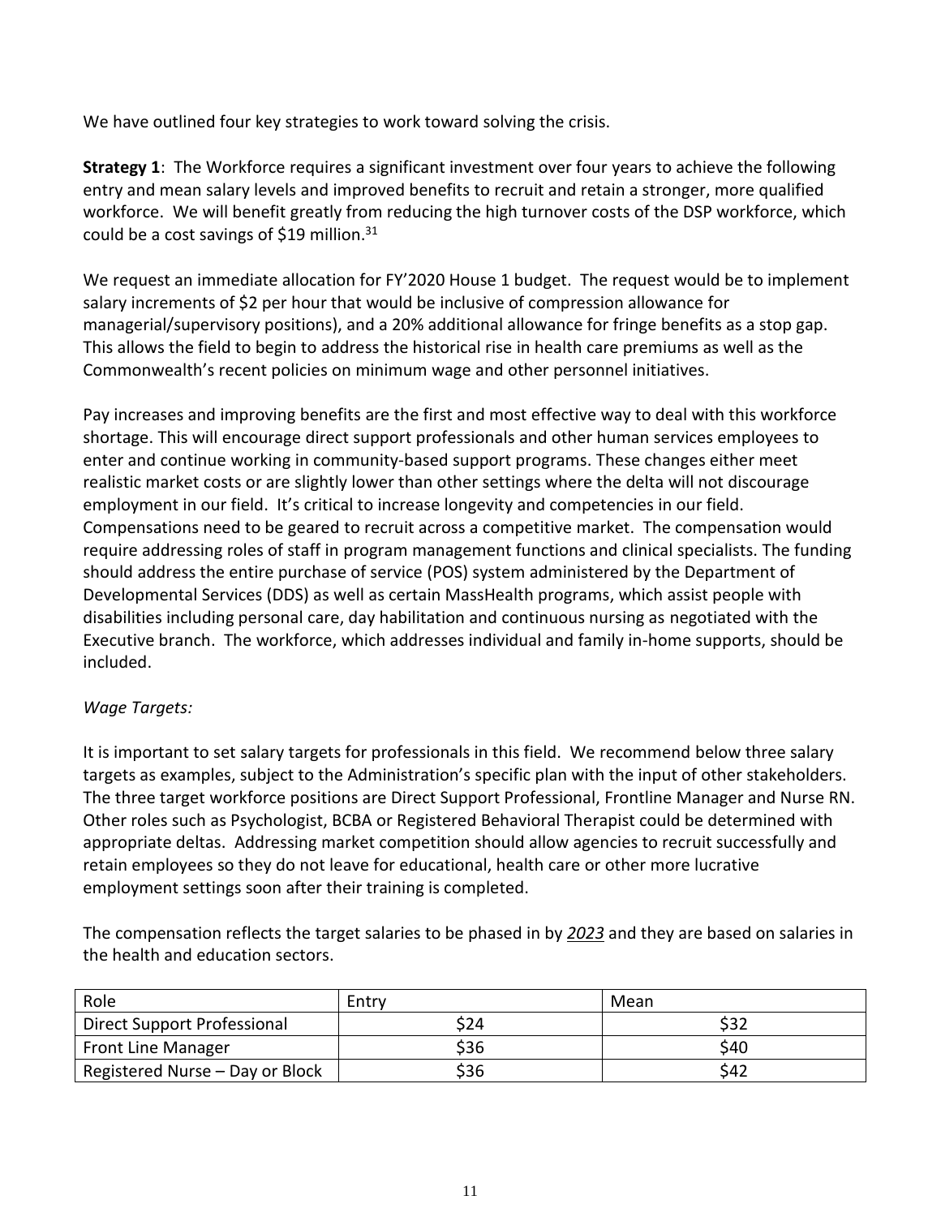We have outlined four key strategies to work toward solving the crisis.

**Strategy 1**: The Workforce requires a significant investment over four years to achieve the following entry and mean salary levels and improved benefits to recruit and retain a stronger, more qualified workforce. We will benefit greatly from reducing the high turnover costs of the DSP workforce, which could be a cost savings of $19 million.[31]

We request an immediate allocation for FY'2020 House 1 budget. The request would be to implement salary increments of $2 per hour that would be inclusive of compression allowance for managerial/supervisory positions), and a 20% additional allowance for fringe benefits as a stop gap. This allows the field to begin to address the historical rise in health care premiums as well as the Commonwealth's recent policies on minimum wage and other personnel initiatives.

Pay increases and improving benefits are the first and most effective way to deal with this workforce shortage. This will encourage direct support professionals and other human services employees to enter and continue working in community-based support programs. These changes either meet realistic market costs or are slightly lower than other settings where the delta will not discourage employment in our field. It's critical to increase longevity and competencies in our field. Compensations need to be geared to recruit across a competitive market. The compensation would require addressing roles of staff in program management functions and clinical specialists. The funding should address the entire purchase of service (POS) system administered by the Department of Developmental Services (DDS) as well as certain MassHealth programs, which assist people with disabilities including personal care, day habilitation and continuous nursing as negotiated with the Executive branch. The workforce, which addresses individual and family in-home supports, should be included.

*Wage Targets:*

It is important to set salary targets for professionals in this field. We recommend below three salary targets as examples, subject to the Administration's specific plan with the input of other stakeholders. The three target workforce positions are Direct Support Professional, Frontline Manager and Nurse RN. Other roles such as Psychologist, BCBA or Registered Behavioral Therapist could be determined with appropriate deltas. Addressing market competition should allow agencies to recruit successfully and retain employees so they do not leave for educational, health care or other more lucrative employment settings soon after their training is completed.

The compensation reflects the target salaries to be phased in by ***2023*** and they are based on salaries in the health and education sectors.

| Role | Entry | Mean |
|---|---|---|
| Direct Support Professional | $24 | $32 |
| Front Line Manager | $36 | $40 |
| Registered Nurse – Day or Block | $36 | $42 |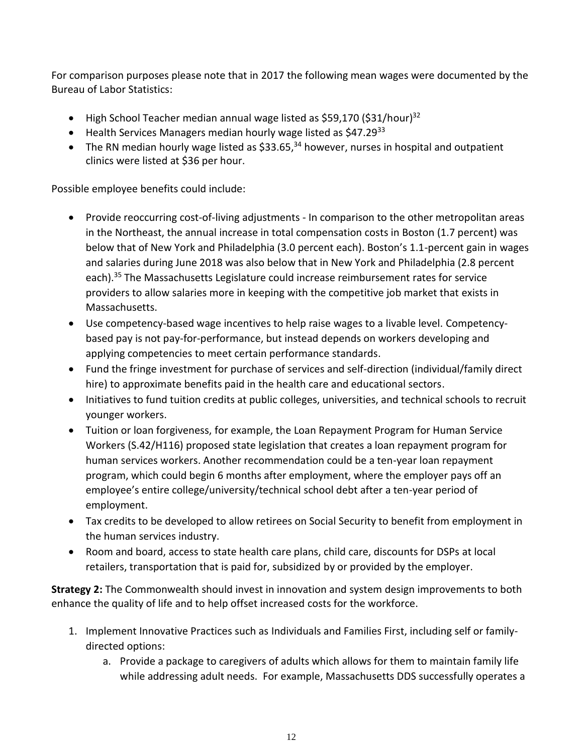For comparison purposes please note that in 2017 the following mean wages were documented by the Bureau of Labor Statistics:

- High School Teacher median annual wage listed as $59,170 ($31/hour)[32]
- Health Services Managers median hourly wage listed as $47.29[33]
- The RN median hourly wage listed as $33.65,[34] however, nurses in hospital and outpatient clinics were listed at $36 per hour.

Possible employee benefits could include:

- Provide reoccurring cost-of-living adjustments - In comparison to the other metropolitan areas in the Northeast, the annual increase in total compensation costs in Boston (1.7 percent) was below that of New York and Philadelphia (3.0 percent each). Boston's 1.1-percent gain in wages and salaries during June 2018 was also below that in New York and Philadelphia (2.8 percent each).[35] The Massachusetts Legislature could increase reimbursement rates for service providers to allow salaries more in keeping with the competitive job market that exists in Massachusetts.
- Use competency-based wage incentives to help raise wages to a livable level. Competency-based pay is not pay-for-performance, but instead depends on workers developing and applying competencies to meet certain performance standards.
- Fund the fringe investment for purchase of services and self-direction (individual/family direct hire) to approximate benefits paid in the health care and educational sectors.
- Initiatives to fund tuition credits at public colleges, universities, and technical schools to recruit younger workers.
- Tuition or loan forgiveness, for example, the Loan Repayment Program for Human Service Workers (S.42/H116) proposed state legislation that creates a loan repayment program for human services workers. Another recommendation could be a ten-year loan repayment program, which could begin 6 months after employment, where the employer pays off an employee's entire college/university/technical school debt after a ten-year period of employment.
- Tax credits to be developed to allow retirees on Social Security to benefit from employment in the human services industry.
- Room and board, access to state health care plans, child care, discounts for DSPs at local retailers, transportation that is paid for, subsidized by or provided by the employer.

**Strategy 2:** The Commonwealth should invest in innovation and system design improvements to both enhance the quality of life and to help offset increased costs for the workforce.

1. Implement Innovative Practices such as Individuals and Families First, including self or family-directed options:
    a. Provide a package to caregivers of adults which allows for them to maintain family life while addressing adult needs. For example, Massachusetts DDS successfully operates a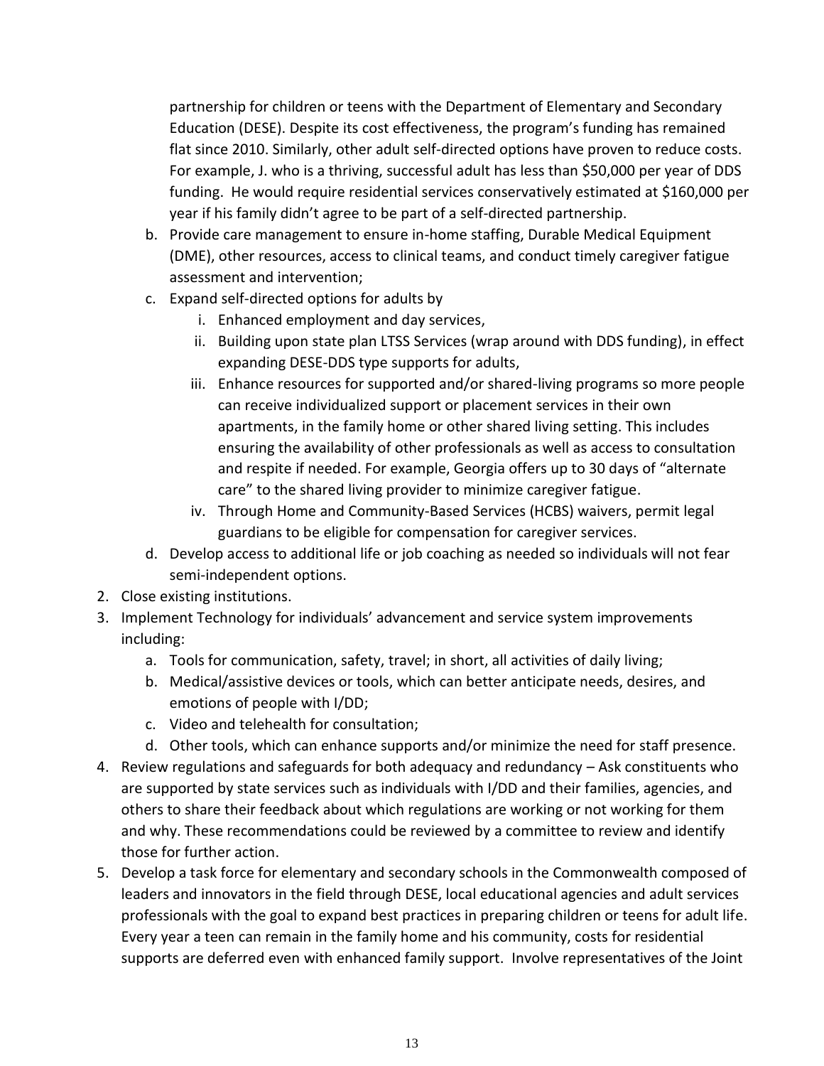partnership for children or teens with the Department of Elementary and Secondary Education (DESE). Despite its cost effectiveness, the program's funding has remained flat since 2010. Similarly, other adult self-directed options have proven to reduce costs. For example, J. who is a thriving, successful adult has less than $50,000 per year of DDS funding. He would require residential services conservatively estimated at $160,000 per year if his family didn't agree to be part of a self-directed partnership.

   b. Provide care management to ensure in-home staffing, Durable Medical Equipment (DME), other resources, access to clinical teams, and conduct timely caregiver fatigue assessment and intervention;
   c. Expand self-directed options for adults by
      i. Enhanced employment and day services,
      ii. Building upon state plan LTSS Services (wrap around with DDS funding), in effect expanding DESE-DDS type supports for adults,
      iii. Enhance resources for supported and/or shared-living programs so more people can receive individualized support or placement services in their own apartments, in the family home or other shared living setting. This includes ensuring the availability of other professionals as well as access to consultation and respite if needed. For example, Georgia offers up to 30 days of "alternate care" to the shared living provider to minimize caregiver fatigue.
      iv. Through Home and Community-Based Services (HCBS) waivers, permit legal guardians to be eligible for compensation for caregiver services.
   d. Develop access to additional life or job coaching as needed so individuals will not fear semi-independent options.
2. Close existing institutions.
3. Implement Technology for individuals' advancement and service system improvements including:
   a. Tools for communication, safety, travel; in short, all activities of daily living;
   b. Medical/assistive devices or tools, which can better anticipate needs, desires, and emotions of people with I/DD;
   c. Video and telehealth for consultation;
   d. Other tools, which can enhance supports and/or minimize the need for staff presence.
4. Review regulations and safeguards for both adequacy and redundancy – Ask constituents who are supported by state services such as individuals with I/DD and their families, agencies, and others to share their feedback about which regulations are working or not working for them and why. These recommendations could be reviewed by a committee to review and identify those for further action.
5. Develop a task force for elementary and secondary schools in the Commonwealth composed of leaders and innovators in the field through DESE, local educational agencies and adult services professionals with the goal to expand best practices in preparing children or teens for adult life. Every year a teen can remain in the family home and his community, costs for residential supports are deferred even with enhanced family support. Involve representatives of the Joint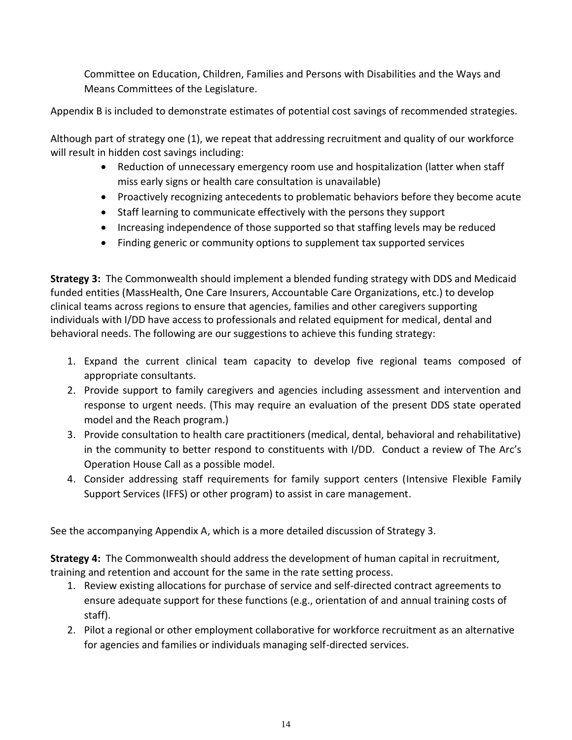Committee on Education, Children, Families and Persons with Disabilities and the Ways and Means Committees of the Legislature.

Appendix B is included to demonstrate estimates of potential cost savings of recommended strategies.

Although part of strategy one (1), we repeat that addressing recruitment and quality of our workforce will result in hidden cost savings including:

- Reduction of unnecessary emergency room use and hospitalization (latter when staff miss early signs or health care consultation is unavailable)
- Proactively recognizing antecedents to problematic behaviors before they become acute
- Staff learning to communicate effectively with the persons they support
- Increasing independence of those supported so that staffing levels may be reduced
- Finding generic or community options to supplement tax supported services

**Strategy 3:** The Commonwealth should implement a blended funding strategy with DDS and Medicaid funded entities (MassHealth, One Care Insurers, Accountable Care Organizations, etc.) to develop clinical teams across regions to ensure that agencies, families and other caregivers supporting individuals with I/DD have access to professionals and related equipment for medical, dental and behavioral needs. The following are our suggestions to achieve this funding strategy:

1. Expand the current clinical team capacity to develop five regional teams composed of appropriate consultants.
2. Provide support to family caregivers and agencies including assessment and intervention and response to urgent needs. (This may require an evaluation of the present DDS state operated model and the Reach program.)
3. Provide consultation to health care practitioners (medical, dental, behavioral and rehabilitative) in the community to better respond to constituents with I/DD. Conduct a review of The Arc's Operation House Call as a possible model.
4. Consider addressing staff requirements for family support centers (Intensive Flexible Family Support Services (IFFS) or other program) to assist in care management.

See the accompanying Appendix A, which is a more detailed discussion of Strategy 3.

**Strategy 4:** The Commonwealth should address the development of human capital in recruitment, training and retention and account for the same in the rate setting process.

1. Review existing allocations for purchase of service and self-directed contract agreements to ensure adequate support for these functions (e.g., orientation of and annual training costs of staff).
2. Pilot a regional or other employment collaborative for workforce recruitment as an alternative for agencies and families or individuals managing self-directed services.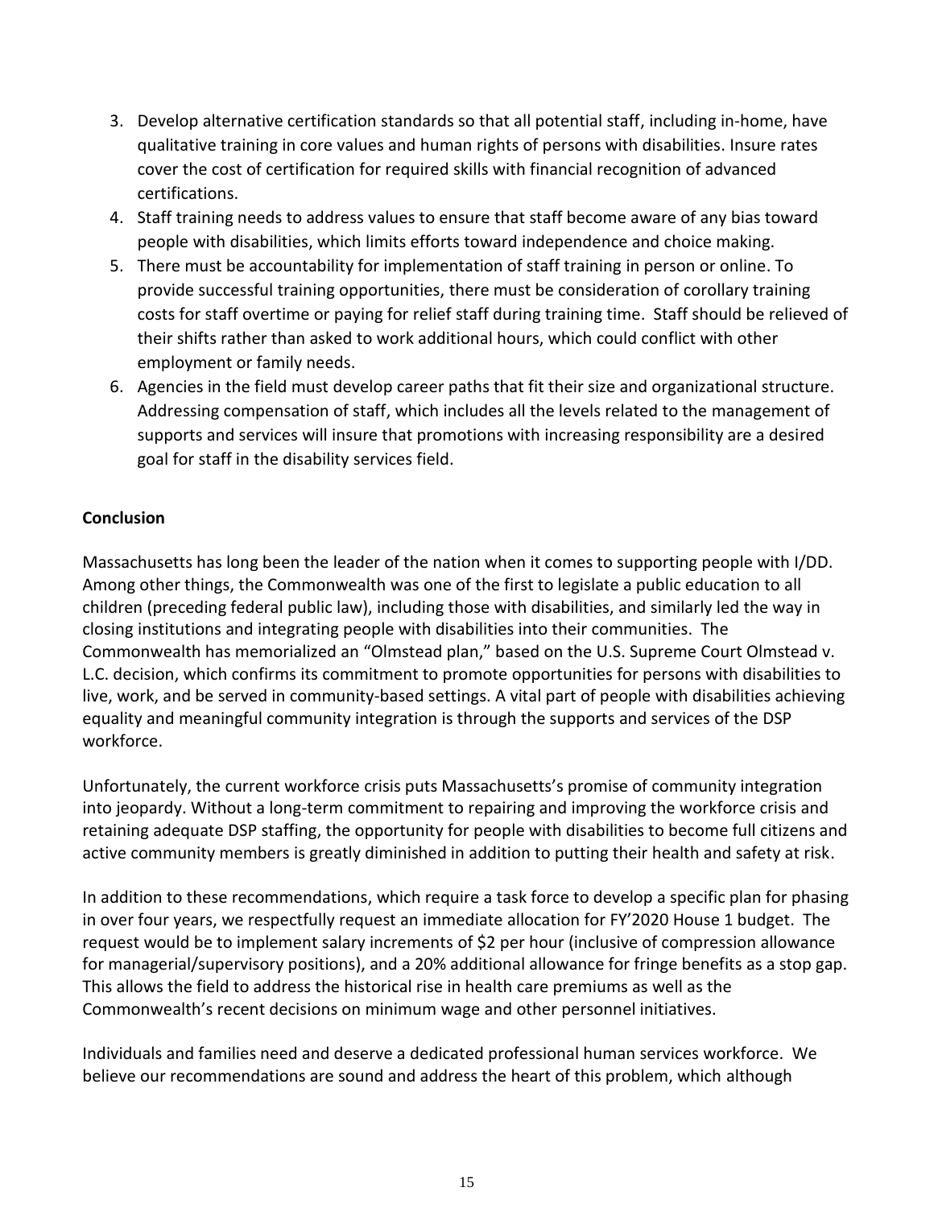3. Develop alternative certification standards so that all potential staff, including in-home, have qualitative training in core values and human rights of persons with disabilities. Insure rates cover the cost of certification for required skills with financial recognition of advanced certifications.
4. Staff training needs to address values to ensure that staff become aware of any bias toward people with disabilities, which limits efforts toward independence and choice making.
5. There must be accountability for implementation of staff training in person or online. To provide successful training opportunities, there must be consideration of corollary training costs for staff overtime or paying for relief staff during training time. Staff should be relieved of their shifts rather than asked to work additional hours, which could conflict with other employment or family needs.
6. Agencies in the field must develop career paths that fit their size and organizational structure. Addressing compensation of staff, which includes all the levels related to the management of supports and services will insure that promotions with increasing responsibility are a desired goal for staff in the disability services field.

**Conclusion**

Massachusetts has long been the leader of the nation when it comes to supporting people with I/DD. Among other things, the Commonwealth was one of the first to legislate a public education to all children (preceding federal public law), including those with disabilities, and similarly led the way in closing institutions and integrating people with disabilities into their communities. The Commonwealth has memorialized an "Olmstead plan," based on the U.S. Supreme Court Olmstead v. L.C. decision, which confirms its commitment to promote opportunities for persons with disabilities to live, work, and be served in community-based settings. A vital part of people with disabilities achieving equality and meaningful community integration is through the supports and services of the DSP workforce.

Unfortunately, the current workforce crisis puts Massachusetts's promise of community integration into jeopardy. Without a long-term commitment to repairing and improving the workforce crisis and retaining adequate DSP staffing, the opportunity for people with disabilities to become full citizens and active community members is greatly diminished in addition to putting their health and safety at risk.

In addition to these recommendations, which require a task force to develop a specific plan for phasing in over four years, we respectfully request an immediate allocation for FY'2020 House 1 budget. The request would be to implement salary increments of $2 per hour (inclusive of compression allowance for managerial/supervisory positions), and a 20% additional allowance for fringe benefits as a stop gap. This allows the field to address the historical rise in health care premiums as well as the Commonwealth's recent decisions on minimum wage and other personnel initiatives.

Individuals and families need and deserve a dedicated professional human services workforce. We believe our recommendations are sound and address the heart of this problem, which although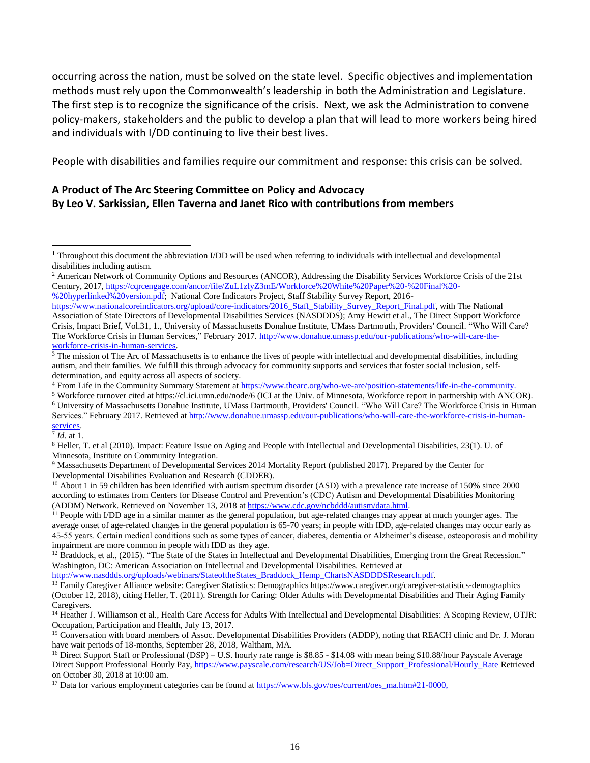occurring across the nation, must be solved on the state level. Specific objectives and implementation methods must rely upon the Commonwealth's leadership in both the Administration and Legislature. The first step is to recognize the significance of the crisis. Next, we ask the Administration to convene policy-makers, stakeholders and the public to develop a plan that will lead to more workers being hired and individuals with I/DD continuing to live their best lives.

People with disabilities and families require our commitment and response: this crisis can be solved.

**A Product of The Arc Steering Committee on Policy and Advocacy**
**By Leo V. Sarkissian, Ellen Taverna and Janet Rico with contributions from members**

---

[1] Throughout this document the abbreviation I/DD will be used when referring to individuals with intellectual and developmental disabilities including autism.

[2] American Network of Community Options and Resources (ANCOR), Addressing the Disability Services Workforce Crisis of the 21st Century, 2017, https://cqrcengage.com/ancor/file/ZuL1zlyZ3mE/Workforce%20White%20Paper%20-%20Final%20-%20hyperlinked%20version.pdf; National Core Indicators Project, Staff Stability Survey Report, 2016- https://www.nationalcoreindicators.org/upload/core-indicators/2016_Staff_Stability_Survey_Report_Final.pdf, with The National Association of State Directors of Developmental Disabilities Services (NASDDDS); Amy Hewitt et al., The Direct Support Workforce Crisis, Impact Brief, Vol.31, 1., University of Massachusetts Donahue Institute, UMass Dartmouth, Providers' Council. "Who Will Care? The Workforce Crisis in Human Services," February 2017. http://www.donahue.umassp.edu/our-publications/who-will-care-the-workforce-crisis-in-human-services.

[3] The mission of The Arc of Massachusetts is to enhance the lives of people with intellectual and developmental disabilities, including autism, and their families. We fulfill this through advocacy for community supports and services that foster social inclusion, self-determination, and equity across all aspects of society.

[4] From Life in the Community Summary Statement at https://www.thearc.org/who-we-are/position-statements/life-in-the-community.

[5] Workforce turnover cited at https://cl.ici.umn.edu/node/6 (ICI at the Univ. of Minnesota, Workforce report in partnership with ANCOR).

[6] University of Massachusetts Donahue Institute, UMass Dartmouth, Providers' Council. "Who Will Care? The Workforce Crisis in Human Services." February 2017. Retrieved at http://www.donahue.umassp.edu/our-publications/who-will-care-the-workforce-crisis-in-human-services.

[7] *Id.* at 1.

[8] Heller, T. et al (2010). Impact: Feature Issue on Aging and People with Intellectual and Developmental Disabilities, 23(1). U. of Minnesota, Institute on Community Integration.

[9] Massachusetts Department of Developmental Services 2014 Mortality Report (published 2017). Prepared by the Center for Developmental Disabilities Evaluation and Research (CDDER).

[10] About 1 in 59 children has been identified with autism spectrum disorder (ASD) with a prevalence rate increase of 150% since 2000 according to estimates from Centers for Disease Control and Prevention's (CDC) Autism and Developmental Disabilities Monitoring (ADDM) Network. Retrieved on November 13, 2018 at https://www.cdc.gov/ncbddd/autism/data.html.

[11] People with I/DD age in a similar manner as the general population, but age-related changes may appear at much younger ages. The average onset of age-related changes in the general population is 65-70 years; in people with IDD, age-related changes may occur early as 45-55 years. Certain medical conditions such as some types of cancer, diabetes, dementia or Alzheimer's disease, osteoporosis and mobility impairment are more common in people with IDD as they age.

[12] Braddock, et al., (2015). "The State of the States in Intellectual and Developmental Disabilities, Emerging from the Great Recession." Washington, DC: American Association on Intellectual and Developmental Disabilities. Retrieved at http://www.nasddds.org/uploads/webinars/StateoftheStates_Braddock_Hemp_ChartsNASDDDSResearch.pdf.

[13] Family Caregiver Alliance website: Caregiver Statistics: Demographics https://www.caregiver.org/caregiver-statistics-demographics (October 12, 2018), citing Heller, T. (2011). Strength for Caring: Older Adults with Developmental Disabilities and Their Aging Family Caregivers.

[14] Heather J. Williamson et al., Health Care Access for Adults With Intellectual and Developmental Disabilities: A Scoping Review, OTJR: Occupation, Participation and Health, July 13, 2017.

[15] Conversation with board members of Assoc. Developmental Disabilities Providers (ADDP), noting that REACH clinic and Dr. J. Moran have wait periods of 18-months, September 28, 2018, Waltham, MA.

[16] Direct Support Staff or Professional (DSP) – U.S. hourly rate range is $8.85 - $14.08 with mean being $10.88/hour Payscale Average Direct Support Professional Hourly Pay, https://www.payscale.com/research/US/Job=Direct_Support_Professional/Hourly_Rate Retrieved on October 30, 2018 at 10:00 am.

[17] Data for various employment categories can be found at https://www.bls.gov/oes/current/oes_ma.htm#21-0000,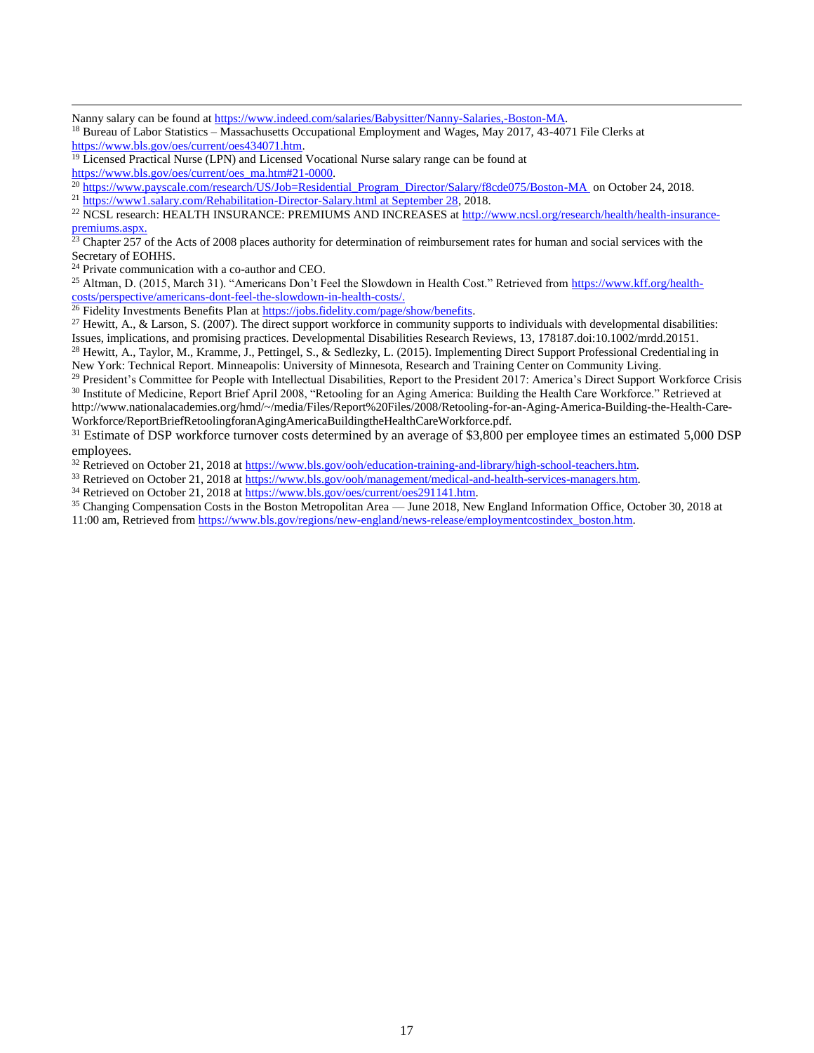Nanny salary can be found at https://www.indeed.com/salaries/Babysitter/Nanny-Salaries,-Boston-MA.

[18] Bureau of Labor Statistics – Massachusetts Occupational Employment and Wages, May 2017, 43-4071 File Clerks at https://www.bls.gov/oes/current/oes434071.htm.

[19] Licensed Practical Nurse (LPN) and Licensed Vocational Nurse salary range can be found at https://www.bls.gov/oes/current/oes_ma.htm#21-0000.

[20] https://www.payscale.com/research/US/Job=Residential_Program_Director/Salary/f8cde075/Boston-MA on October 24, 2018.

[21] https://www1.salary.com/Rehabilitation-Director-Salary.html at September 28, 2018.

[22] NCSL research: HEALTH INSURANCE: PREMIUMS AND INCREASES at http://www.ncsl.org/research/health/health-insurance-premiums.aspx.

[23] Chapter 257 of the Acts of 2008 places authority for determination of reimbursement rates for human and social services with the Secretary of EOHHS.

[24] Private communication with a co-author and CEO.

[25] Altman, D. (2015, March 31). "Americans Don't Feel the Slowdown in Health Cost." Retrieved from https://www.kff.org/health-costs/perspective/americans-dont-feel-the-slowdown-in-health-costs/.

[26] Fidelity Investments Benefits Plan at https://jobs.fidelity.com/page/show/benefits.

[27] Hewitt, A., & Larson, S. (2007). The direct support workforce in community supports to individuals with developmental disabilities: Issues, implications, and promising practices. Developmental Disabilities Research Reviews, 13, 178187.doi:10.1002/mrdd.20151.

[28] Hewitt, A., Taylor, M., Kramme, J., Pettingel, S., & Sedlezky, L. (2015). Implementing Direct Support Professional Credentialing in New York: Technical Report. Minneapolis: University of Minnesota, Research and Training Center on Community Living.

[29] President's Committee for People with Intellectual Disabilities, Report to the President 2017: America's Direct Support Workforce Crisis

[30] Institute of Medicine, Report Brief April 2008, "Retooling for an Aging America: Building the Health Care Workforce." Retrieved at http://www.nationalacademies.org/hmd/~/media/Files/Report%20Files/2008/Retooling-for-an-Aging-America-Building-the-Health-Care-Workforce/ReportBriefRetoolingforanAgingAmericaBuildingtheHealthCareWorkforce.pdf.

[31] Estimate of DSP workforce turnover costs determined by an average of $3,800 per employee times an estimated 5,000 DSP employees.

[32] Retrieved on October 21, 2018 at https://www.bls.gov/ooh/education-training-and-library/high-school-teachers.htm.

[33] Retrieved on October 21, 2018 at https://www.bls.gov/ooh/management/medical-and-health-services-managers.htm.

[34] Retrieved on October 21, 2018 at https://www.bls.gov/oes/current/oes291141.htm.

[35] Changing Compensation Costs in the Boston Metropolitan Area — June 2018, New England Information Office, October 30, 2018 at 11:00 am, Retrieved from https://www.bls.gov/regions/new-england/news-release/employmentcostindex_boston.htm.